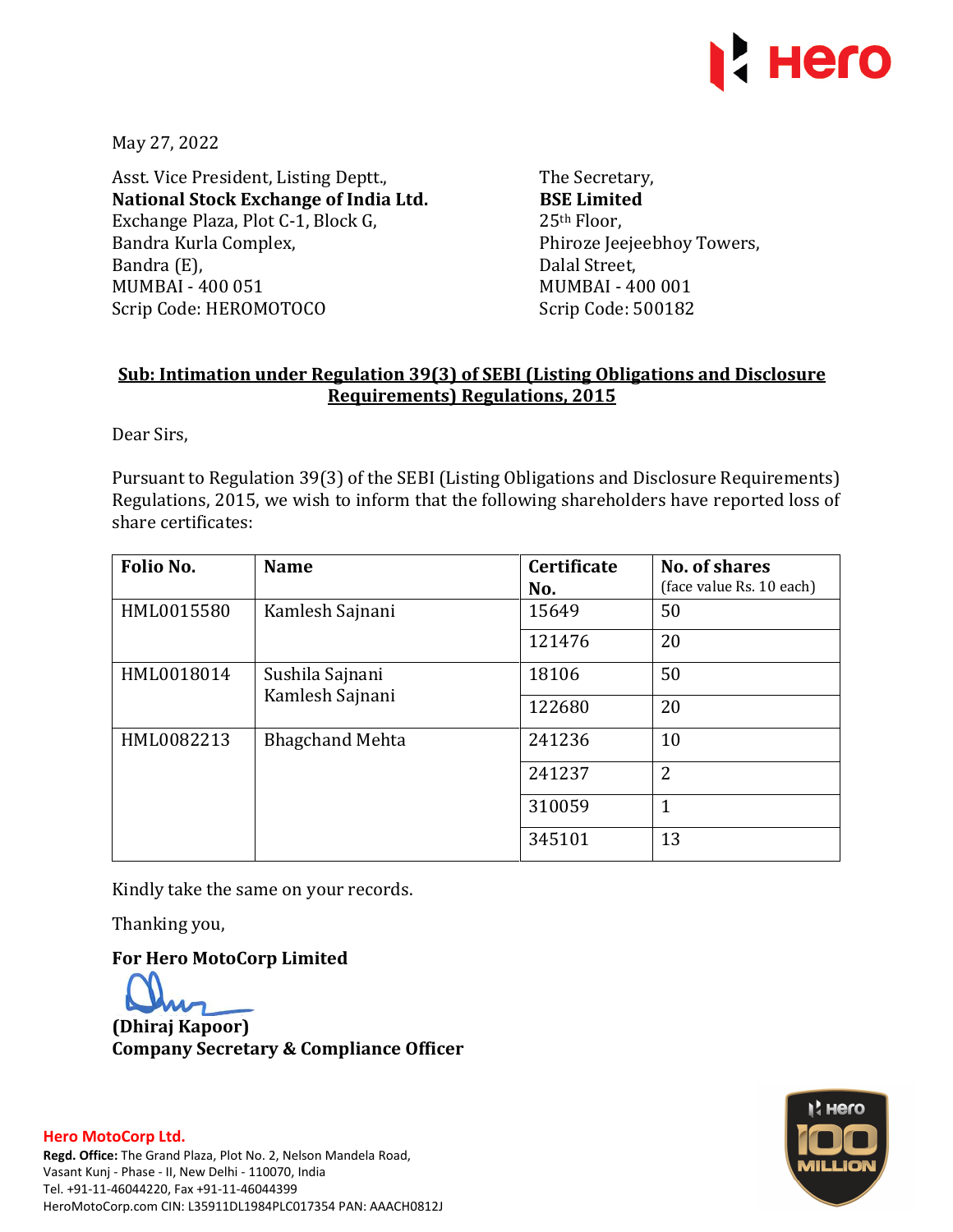May 27, 2022

Asst. Vice President, Listing Deptt.,
**National Stock Exchange of India Ltd.**
Exchange Plaza, Plot C-1, Block G,
Bandra Kurla Complex,
Bandra (E),
MUMBAI - 400 051
Scrip Code: HEROMOTOCO

The Secretary,
**BSE Limited**
25th Floor,
Phiroze Jeejeebhoy Towers,
Dalal Street,
MUMBAI - 400 001
Scrip Code: 500182

**Sub: Intimation under Regulation 39(3) of SEBI (Listing Obligations and Disclosure Requirements) Regulations, 2015**

Dear Sirs,

Pursuant to Regulation 39(3) of the SEBI (Listing Obligations and Disclosure Requirements) Regulations, 2015, we wish to inform that the following shareholders have reported loss of share certificates:

| Folio No. | Name | Certificate No. | No. of shares (face value Rs. 10 each) |
|---|---|---|---|
| HML0015580 | Kamlesh Sajnani | 15649 | 50 |
| | | 121476 | 20 |
| HML0018014 | Sushila Sajnani Kamlesh Sajnani | 18106 | 50 |
| | | 122680 | 20 |
| HML0082213 | Bhagchand Mehta | 241236 | 10 |
| | | 241237 | 2 |
| | | 310059 | 1 |
| | | 345101 | 13 |

Kindly take the same on your records.

Thanking you,

**For Hero MotoCorp Limited**

**(Dhiraj Kapoor)**
**Company Secretary & Compliance Officer**

**Hero MotoCorp Ltd.**
**Regd. Office:** The Grand Plaza, Plot No. 2, Nelson Mandela Road, Vasant Kunj - Phase - II, New Delhi - 110070, India
Tel. +91-11-46044220, Fax +91-11-46044399
HeroMotoCorp.com CIN: L35911DL1984PLC017354 PAN: AAACH0812J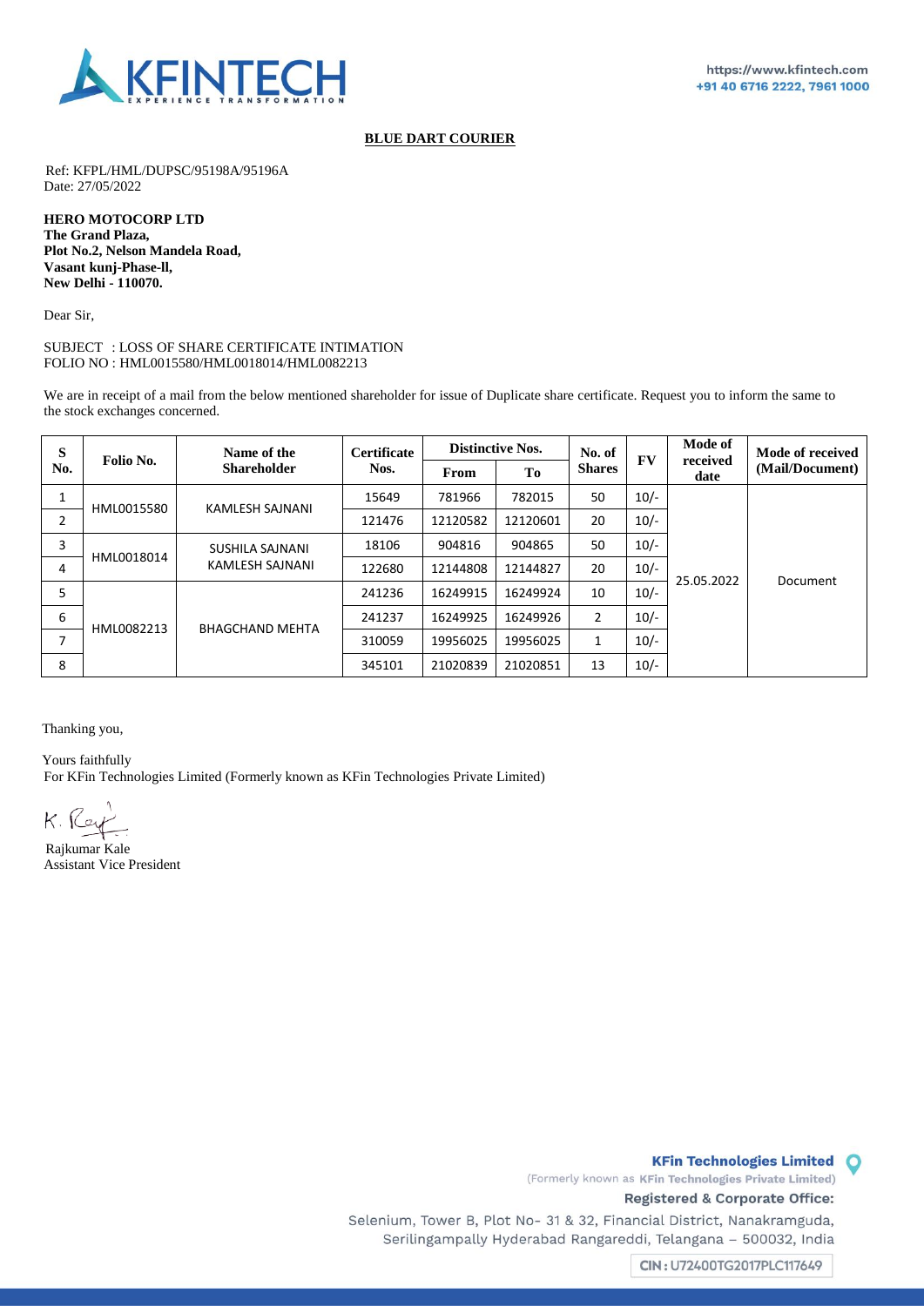**BLUE DART COURIER**

Ref: KFPL/HML/DUPSC/95198A/95196A
Date: 27/05/2022

**HERO MOTOCORP LTD**
**The Grand Plaza,**
**Plot No.2, Nelson Mandela Road,**
**Vasant kunj-Phase-ll,**
**New Delhi - 110070.**

Dear Sir,

SUBJECT : LOSS OF SHARE CERTIFICATE INTIMATION
FOLIO NO : HML0015580/HML0018014/HML0082213

We are in receipt of a mail from the below mentioned shareholder for issue of Duplicate share certificate. Request you to inform the same to the stock exchanges concerned.

| S No. | Folio No. | Name of the Shareholder | Certificate Nos. | Distinctive Nos. | | No. of Shares | FV | Mode of received date | Mode of received (Mail/Document) |
|---|---|---|---|---|---|---|---|---|---|
| | | | | From | To | | | | |
| 1 | HML0015580 | KAMLESH SAJNANI | 15649 | 781966 | 782015 | 50 | 10/- | 25.05.2022 | Document |
| 2 | | | 121476 | 12120582 | 12120601 | 20 | 10/- | | |
| 3 | HML0018014 | SUSHILA SAJNANI KAMLESH SAJNANI | 18106 | 904816 | 904865 | 50 | 10/- | | |
| 4 | | | 122680 | 12144808 | 12144827 | 20 | 10/- | | |
| 5 | HML0082213 | BHAGCHAND MEHTA | 241236 | 16249915 | 16249924 | 10 | 10/- | | |
| 6 | | | 241237 | 16249925 | 16249926 | 2 | 10/- | | |
| 7 | | | 310059 | 19956025 | 19956025 | 1 | 10/- | | |
| 8 | | | 345101 | 21020839 | 21020851 | 13 | 10/- | | |

Thanking you,

Yours faithfully
For KFin Technologies Limited (Formerly known as KFin Technologies Private Limited)

Rajkumar Kale
Assistant Vice President

**KFin Technologies Limited**
(Formerly known as KFin Technologies Private Limited)
Registered & Corporate Office:
Selenium, Tower B, Plot No- 31 & 32, Financial District, Nanakramguda, Serilingampally Hyderabad Rangareddi, Telangana – 500032, India
CIN: U72400TG2017PLC117649